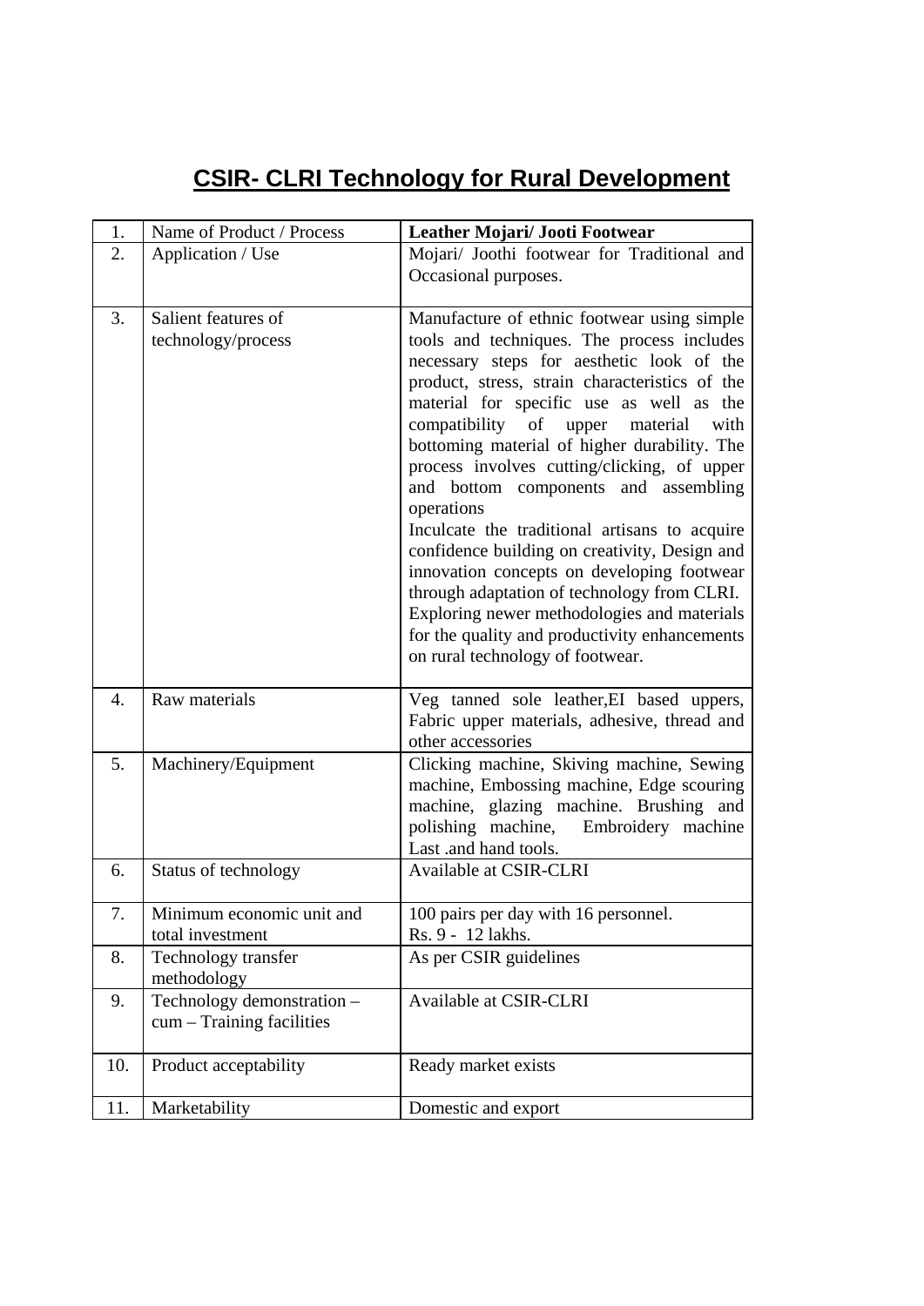# CSIR- CLRI Technology for Rural Development

| 1. | Name of Product / Process | **Leather Mojari/ Jooti Footwear** |
|---|---|---|
| 2. | Application / Use | Mojari/ Joothi footwear for Traditional and Occasional purposes. |
| 3. | Salient features of technology/process | Manufacture of ethnic footwear using simple tools and techniques. The process includes necessary steps for aesthetic look of the product, stress, strain characteristics of the material for specific use as well as the compatibility of upper material with bottoming material of higher durability. The process involves cutting/clicking, of upper and bottom components and assembling operations<br>Inculcate the traditional artisans to acquire confidence building on creativity, Design and innovation concepts on developing footwear through adaptation of technology from CLRI.<br>Exploring newer methodologies and materials for the quality and productivity enhancements on rural technology of footwear. |
| 4. | Raw materials | Veg tanned sole leather,EI based uppers, Fabric upper materials, adhesive, thread and other accessories |
| 5. | Machinery/Equipment | Clicking machine, Skiving machine, Sewing machine, Embossing machine, Edge scouring machine, glazing machine. Brushing and polishing machine, Embroidery machine Last .and hand tools. |
| 6. | Status of technology | Available at CSIR-CLRI |
| 7. | Minimum economic unit and total investment | 100 pairs per day with 16 personnel.<br>Rs. 9 - 12 lakhs. |
| 8. | Technology transfer methodology | As per CSIR guidelines |
| 9. | Technology demonstration – cum – Training facilities | Available at CSIR-CLRI |
| 10. | Product acceptability | Ready market exists |
| 11. | Marketability | Domestic and export |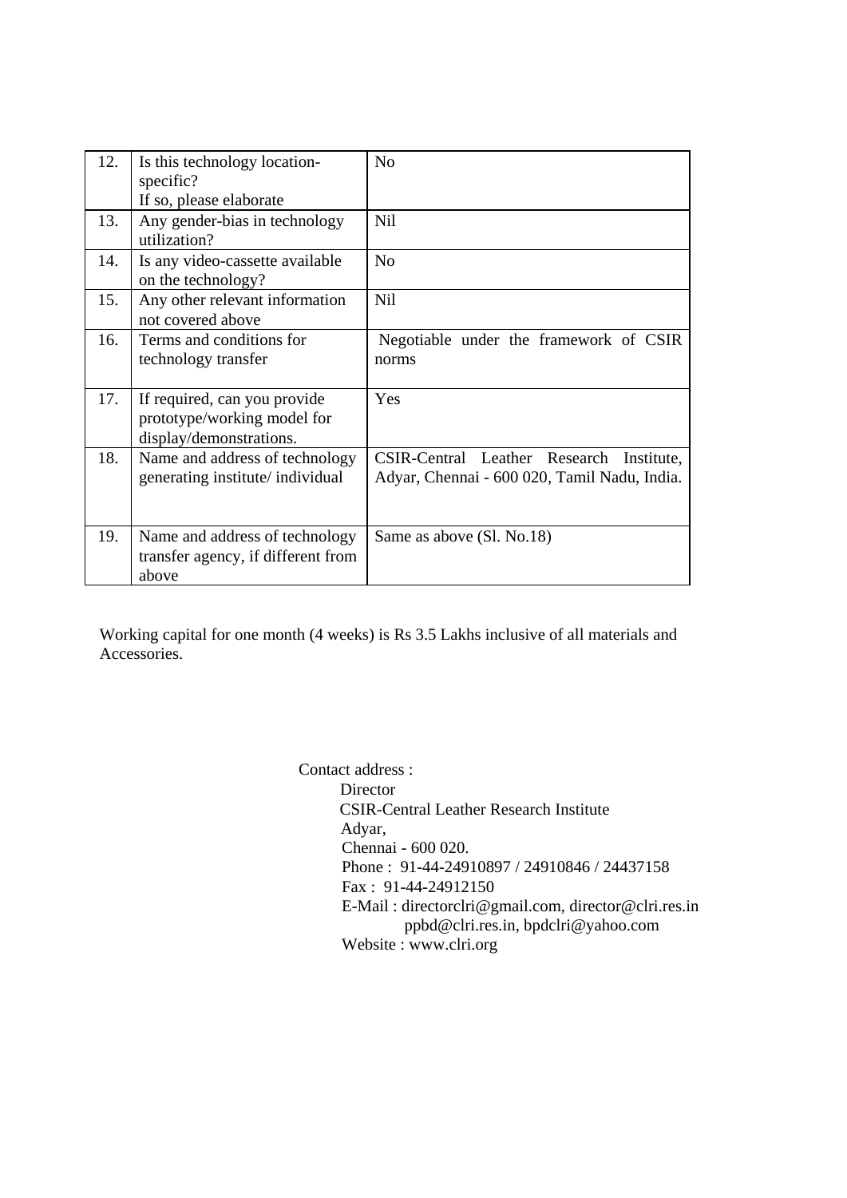| | | |
|---|---|---|
| 12. | Is this technology location-specific?<br>If so, please elaborate | No |
| 13. | Any gender-bias in technology utilization? | Nil |
| 14. | Is any video-cassette available on the technology? | No |
| 15. | Any other relevant information not covered above | Nil |
| 16. | Terms and conditions for technology transfer | Negotiable under the framework of CSIR norms |
| 17. | If required, can you provide prototype/working model for display/demonstrations. | Yes |
| 18. | Name and address of technology generating institute/ individual | CSIR-Central Leather Research Institute, Adyar, Chennai - 600 020, Tamil Nadu, India. |
| 19. | Name and address of technology transfer agency, if different from above | Same as above (Sl. No.18) |

Working capital for one month (4 weeks) is Rs 3.5 Lakhs inclusive of all materials and Accessories.

Contact address :

Director
CSIR-Central Leather Research Institute
Adyar,
Chennai - 600 020.
Phone : 91-44-24910897 / 24910846 / 24437158
Fax : 91-44-24912150
E-Mail : directorclri@gmail.com, director@clri.res.in
ppbd@clri.res.in, bpdclri@yahoo.com
Website : www.clri.org